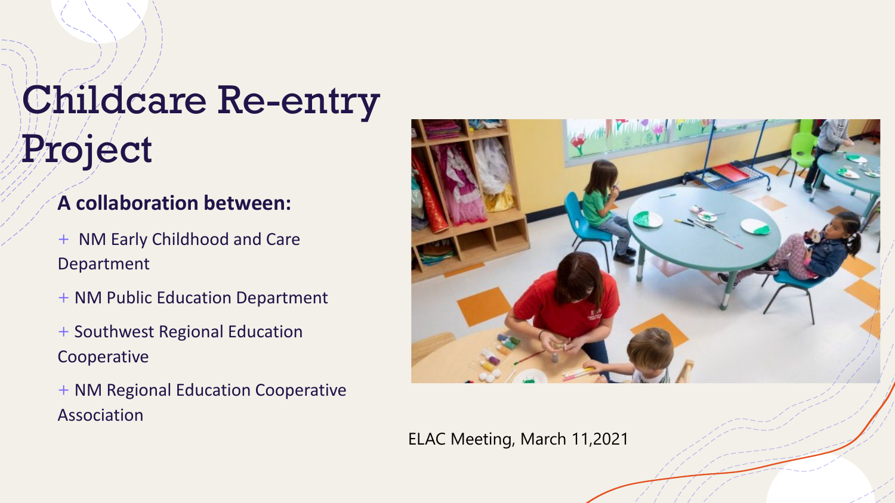# Childcare Re-entry Project

**A collaboration between:**

- NM Early Childhood and Care Department
- NM Public Education Department
- Southwest Regional Education Cooperative
- NM Regional Education Cooperative Association

ELAC Meeting, March 11,2021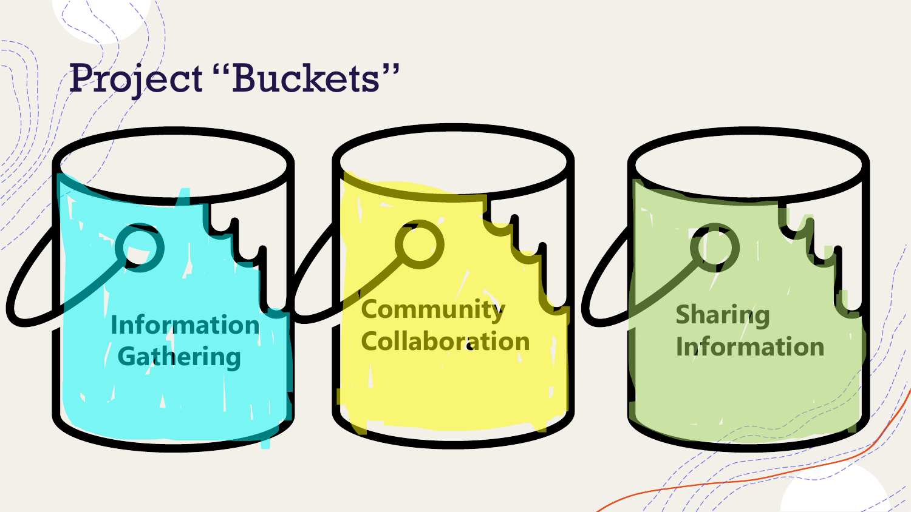# Project "Buckets"

- Information Gathering
- Community Collaboration
- Sharing Information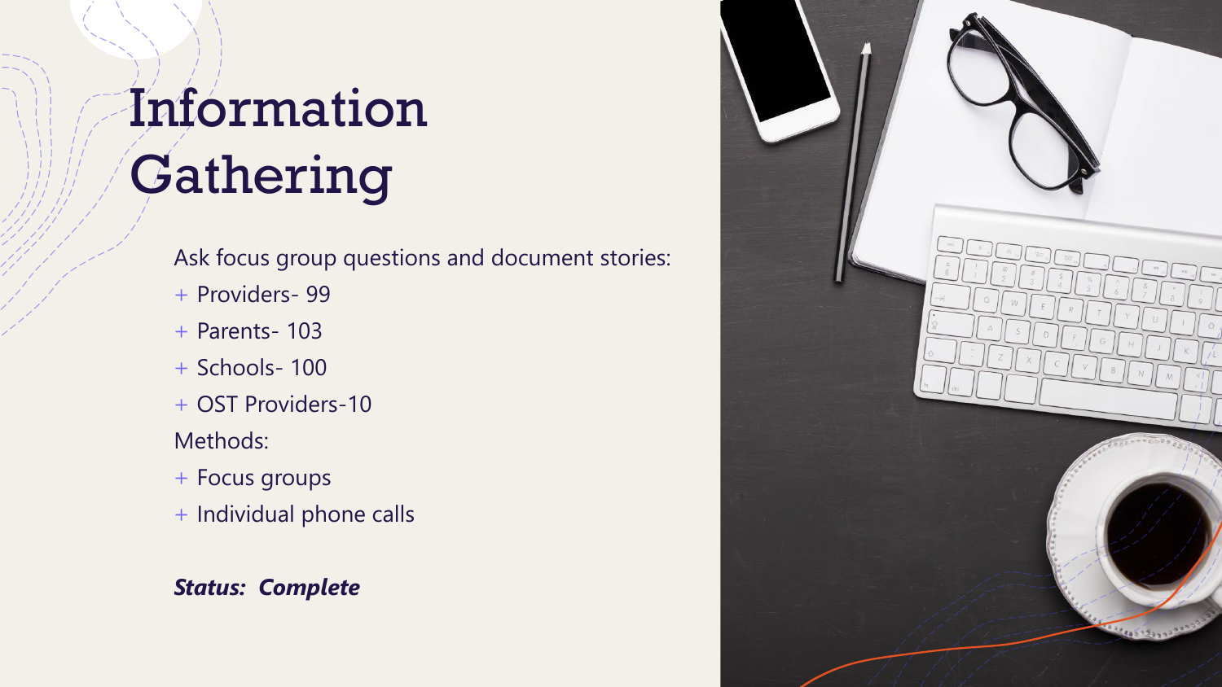# Information Gathering

Ask focus group questions and document stories:

- Providers- 99
- Parents- 103
- Schools- 100
- OST Providers-10

Methods:

- Focus groups
- Individual phone calls

***Status: Complete***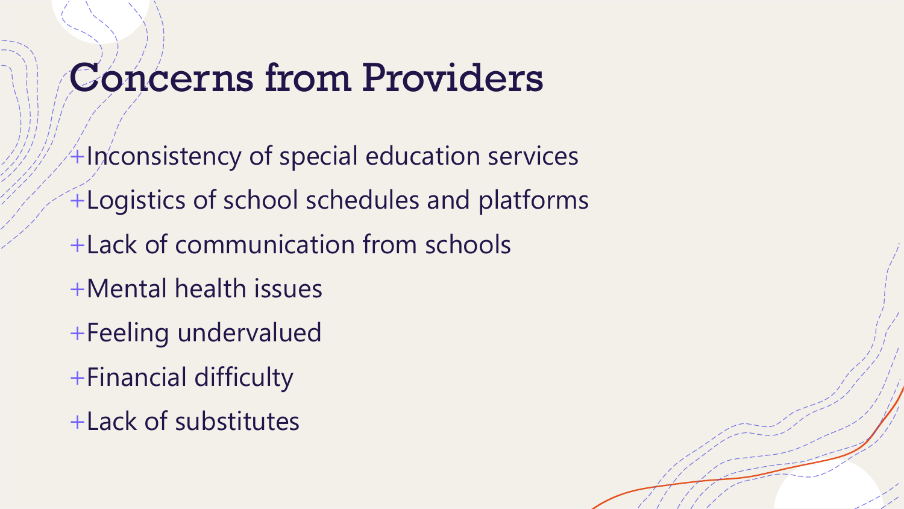# Concerns from Providers

- Inconsistency of special education services
- Logistics of school schedules and platforms
- Lack of communication from schools
- Mental health issues
- Feeling undervalued
- Financial difficulty
- Lack of substitutes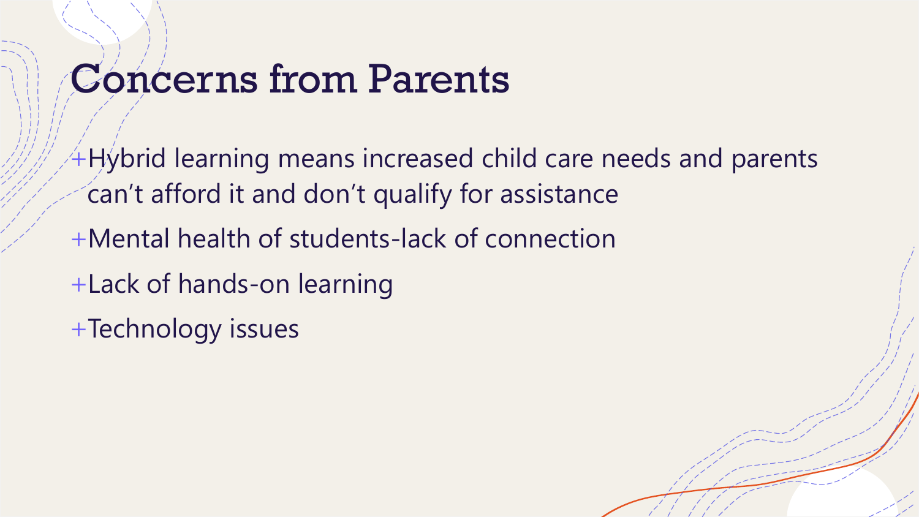# Concerns from Parents

- Hybrid learning means increased child care needs and parents can't afford it and don't qualify for assistance
- Mental health of students-lack of connection
- Lack of hands-on learning
- Technology issues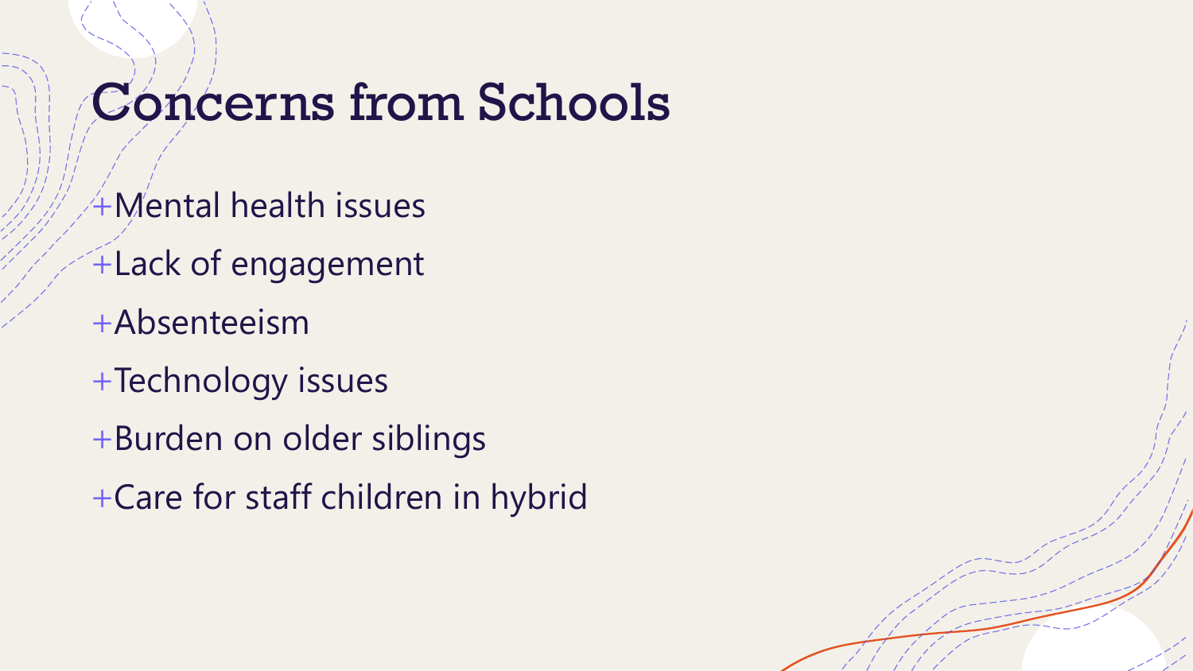# Concerns from Schools

- Mental health issues
- Lack of engagement
- Absenteeism
- Technology issues
- Burden on older siblings
- Care for staff children in hybrid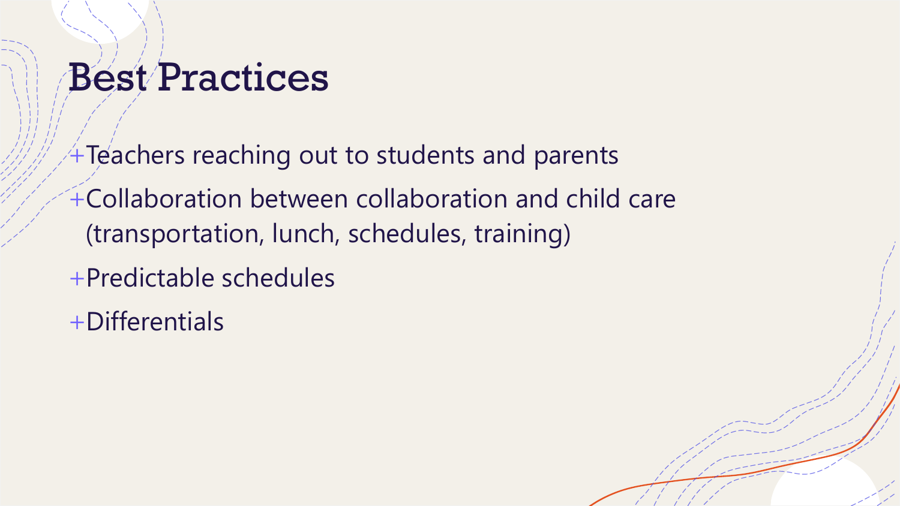# Best Practices

- Teachers reaching out to students and parents
- Collaboration between collaboration and child care (transportation, lunch, schedules, training)
- Predictable schedules
- Differentials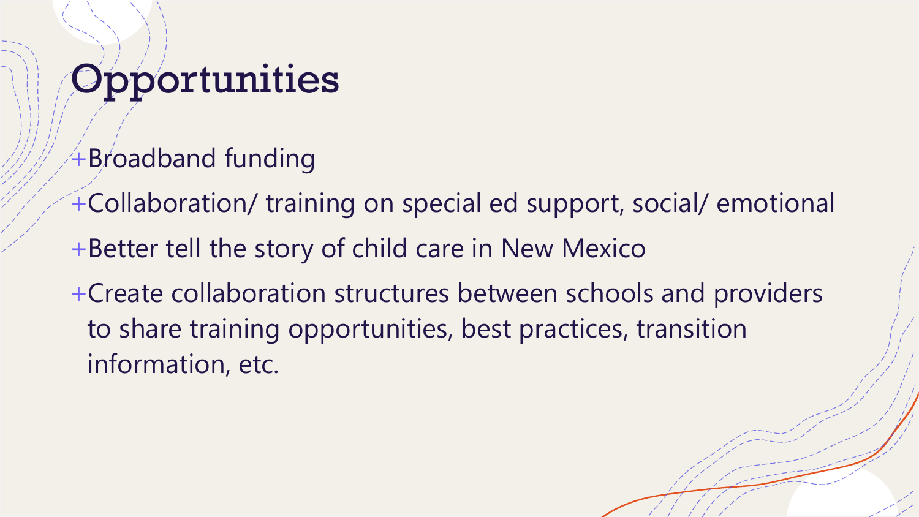# Opportunities

- Broadband funding
- Collaboration/ training on special ed support, social/ emotional
- Better tell the story of child care in New Mexico
- Create collaboration structures between schools and providers to share training opportunities, best practices, transition information, etc.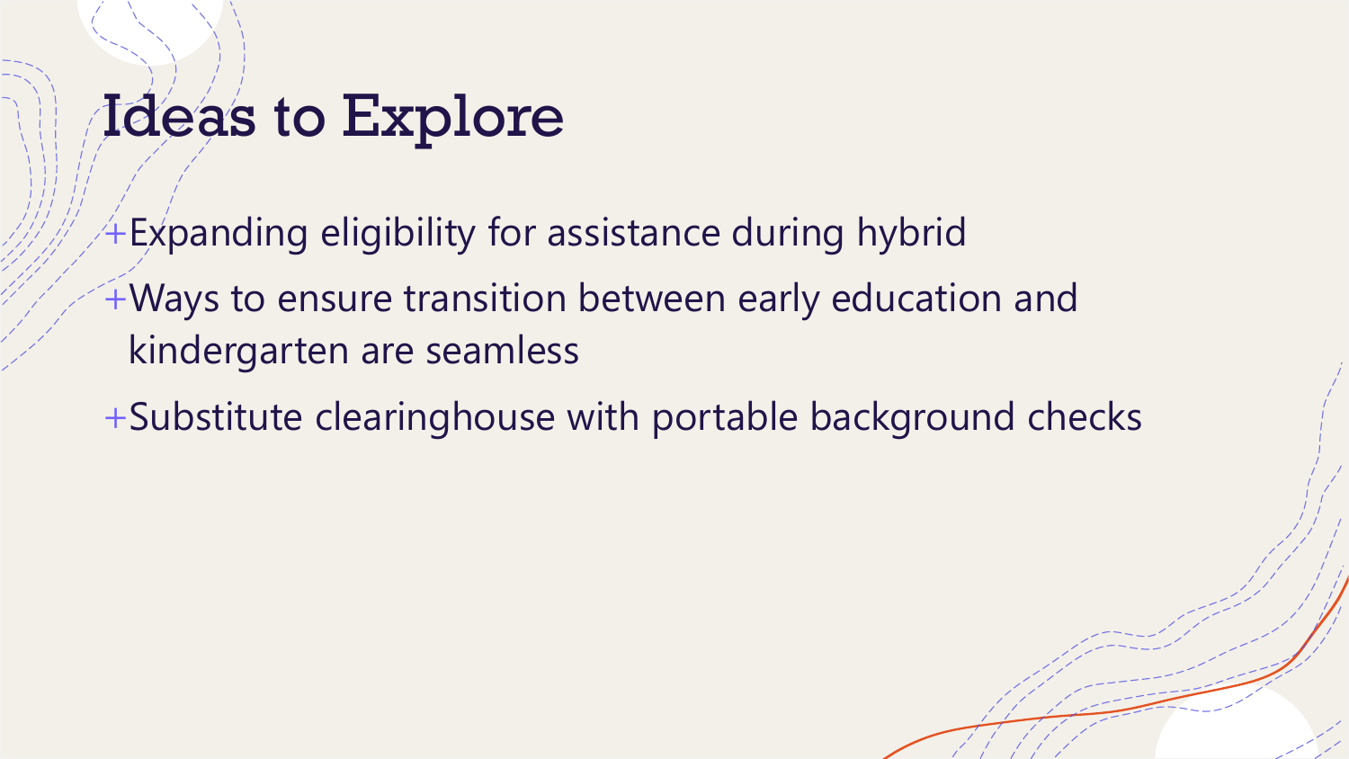# Ideas to Explore

- Expanding eligibility for assistance during hybrid
- Ways to ensure transition between early education and kindergarten are seamless
- Substitute clearinghouse with portable background checks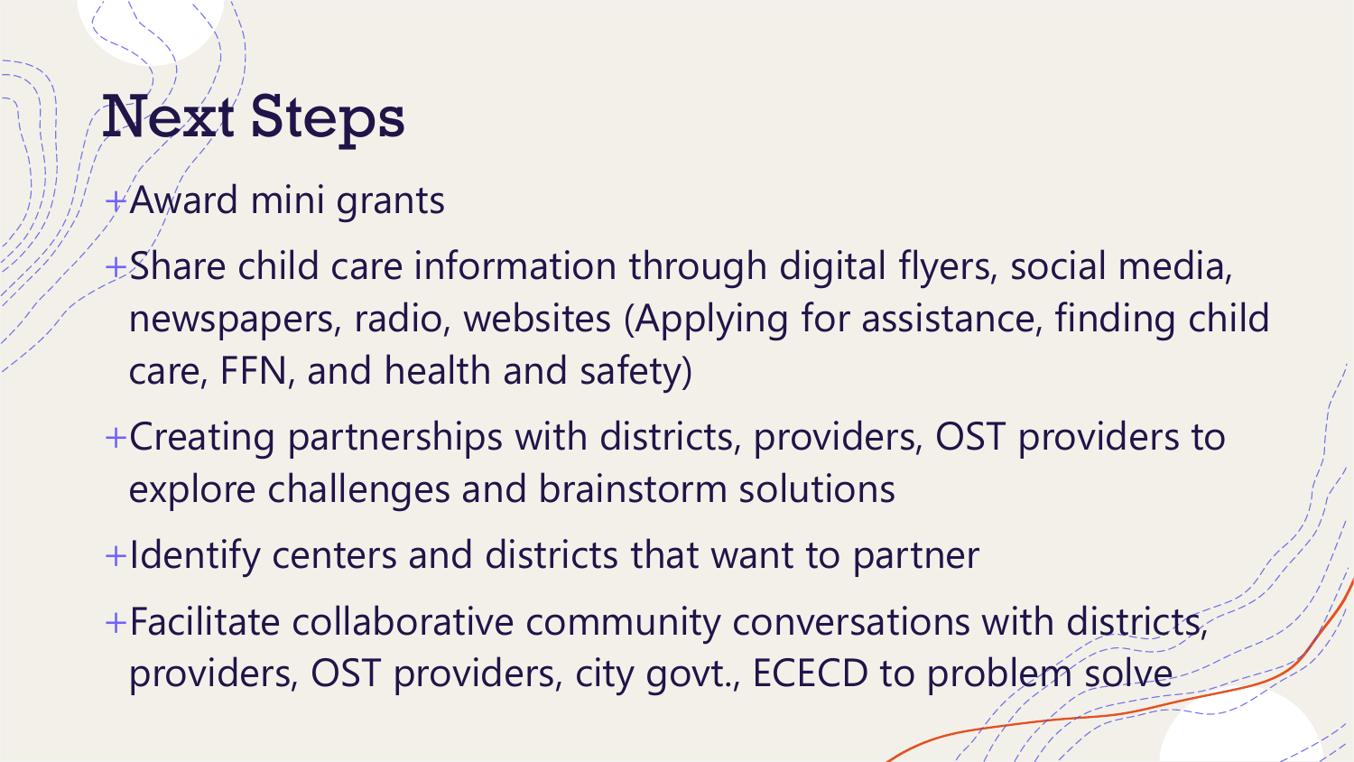# Next Steps

- Award mini grants
- Share child care information through digital flyers, social media, newspapers, radio, websites (Applying for assistance, finding child care, FFN, and health and safety)
- Creating partnerships with districts, providers, OST providers to explore challenges and brainstorm solutions
- Identify centers and districts that want to partner
- Facilitate collaborative community conversations with districts, providers, OST providers, city govt., ECECD to problem solve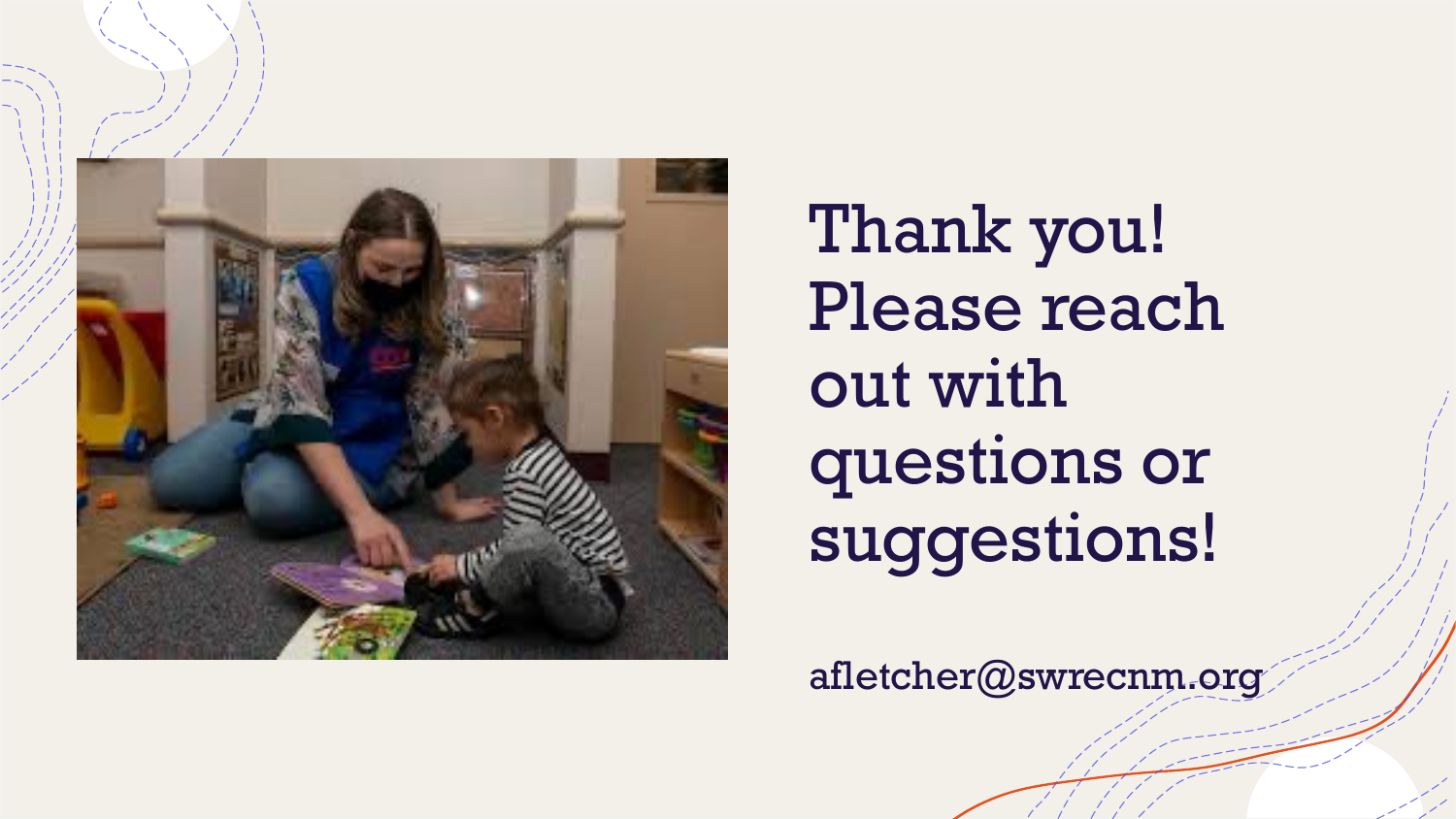# Thank you! Please reach out with questions or suggestions!

afletcher@swrecnm.org